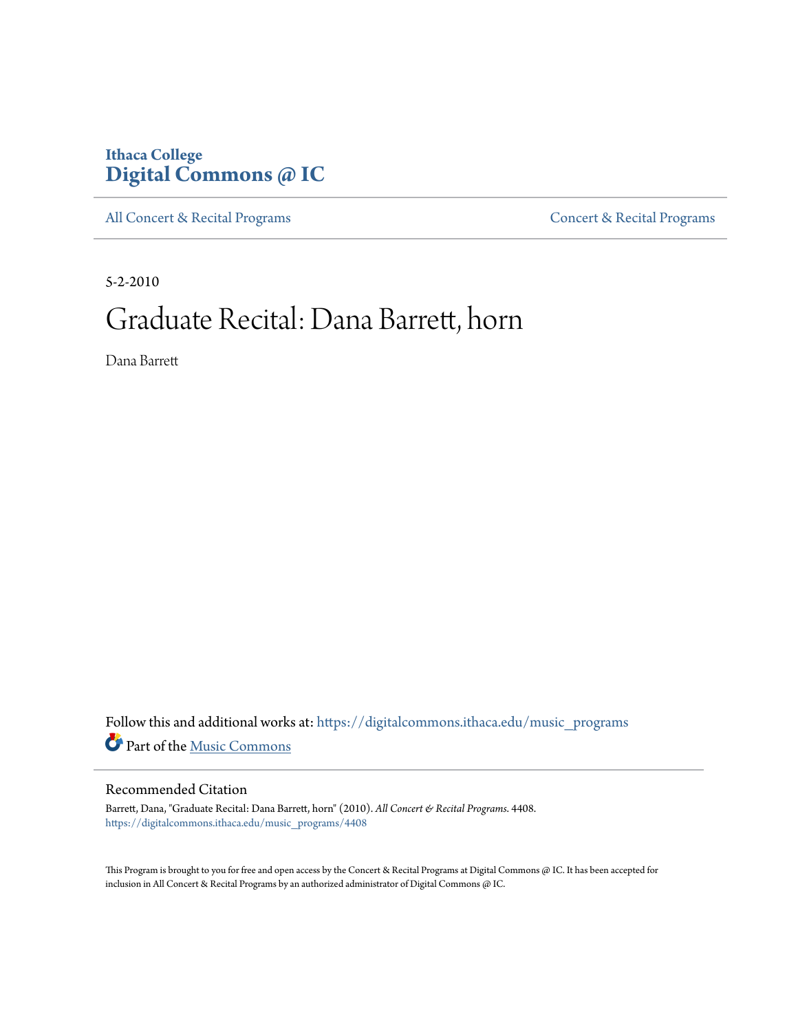Ithaca College
**Digital Commons @ IC**

All Concert & Recital Programs | Concert & Recital Programs

5-2-2010

# Graduate Recital: Dana Barrett, horn

Dana Barrett

Follow this and additional works at: https://digitalcommons.ithaca.edu/music_programs

Part of the Music Commons

## Recommended Citation

Barrett, Dana, "Graduate Recital: Dana Barrett, horn" (2010). *All Concert & Recital Programs*. 4408.
https://digitalcommons.ithaca.edu/music_programs/4408

This Program is brought to you for free and open access by the Concert & Recital Programs at Digital Commons @ IC. It has been accepted for inclusion in All Concert & Recital Programs by an authorized administrator of Digital Commons @ IC.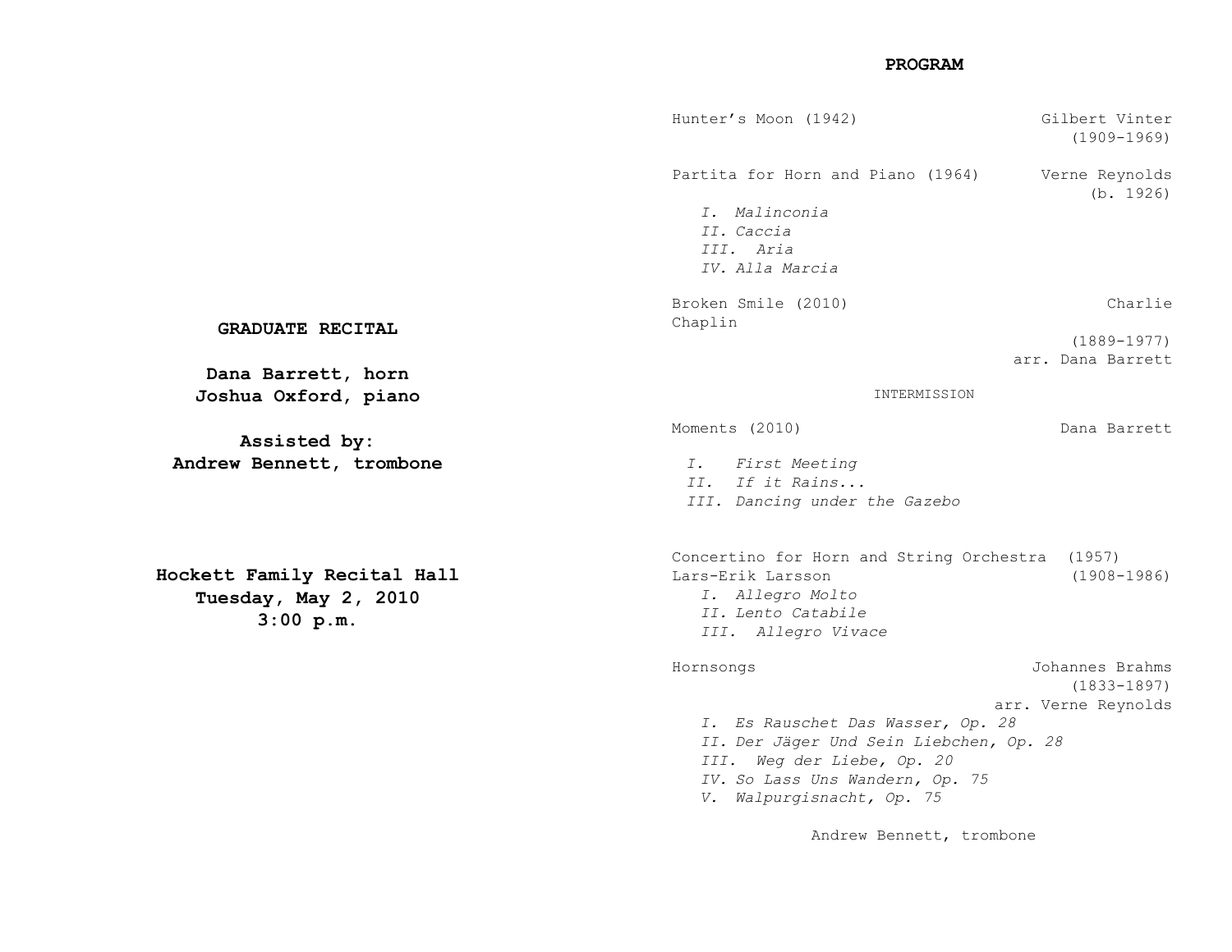**GRADUATE RECITAL**

**Dana Barrett, horn**
**Joshua Oxford, piano**

**Assisted by:**
**Andrew Bennett, trombone**

**Hockett Family Recital Hall**
**Tuesday, May 2, 2010**
**3:00 p.m.**

## PROGRAM

Hunter's Moon (1942) — Gilbert Vinter (1909-1969)

Partita for Horn and Piano (1964) — Verne Reynolds (b. 1926)

- *I. Malinconia*
- *II. Caccia*
- *III. Aria*
- *IV. Alla Marcia*

Broken Smile (2010) — Charlie Chaplin (1889-1977), arr. Dana Barrett

INTERMISSION

Moments (2010) — Dana Barrett

- *I. First Meeting*
- *II. If it Rains...*
- *III. Dancing under the Gazebo*

Concertino for Horn and String Orchestra (1957) — Lars-Erik Larsson (1908-1986)

- *I. Allegro Molto*
- *II. Lento Catabile*
- *III. Allegro Vivace*

Hornsongs — Johannes Brahms (1833-1897), arr. Verne Reynolds

- *I. Es Rauschet Das Wasser, Op. 28*
- *II. Der Jäger Und Sein Liebchen, Op. 28*
- *III. Weg der Liebe, Op. 20*
- *IV. So Lass Uns Wandern, Op. 75*
- *V. Walpurgisnacht, Op. 75*

Andrew Bennett, trombone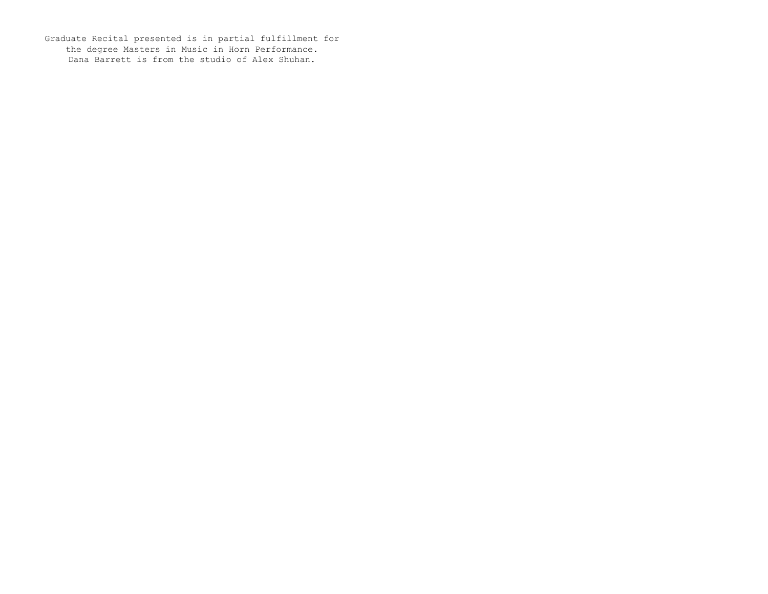Graduate Recital presented is in partial fulfillment for
the degree Masters in Music in Horn Performance.
Dana Barrett is from the studio of Alex Shuhan.